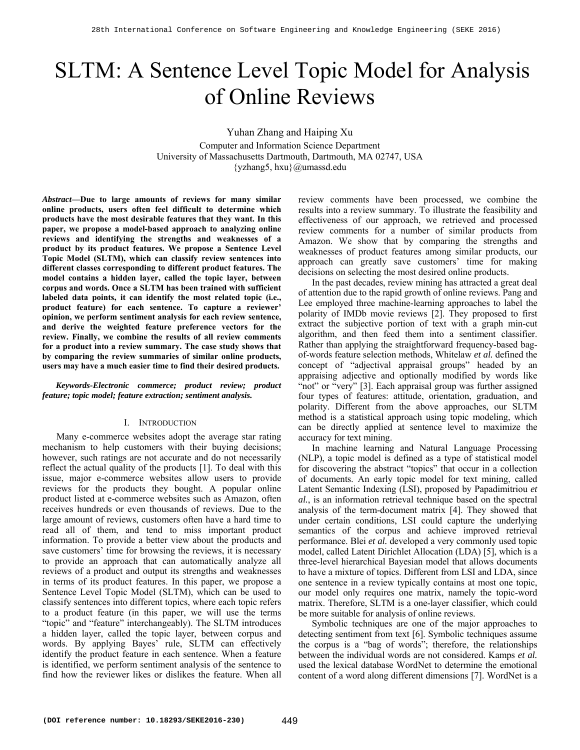# SLTM: A Sentence Level Topic Model for Analysis of Online Reviews

Yuhan Zhang and Haiping Xu

Computer and Information Science Department
University of Massachusetts Dartmouth, Dartmouth, MA 02747, USA
{yzhang5, hxu}@umassd.edu

***Abstract*—Due to large amounts of reviews for many similar online products, users often feel difficult to determine which products have the most desirable features that they want. In this paper, we propose a model-based approach to analyzing online reviews and identifying the strengths and weaknesses of a product by its product features. We propose a Sentence Level Topic Model (SLTM), which can classify review sentences into different classes corresponding to different product features. The model contains a hidden layer, called the topic layer, between corpus and words. Once a SLTM has been trained with sufficient labeled data points, it can identify the most related topic (i.e., product feature) for each sentence. To capture a reviewer' opinion, we perform sentiment analysis for each review sentence, and derive the weighted feature preference vectors for the review. Finally, we combine the results of all review comments for a product into a review summary. The case study shows that by comparing the review summaries of similar online products, users may have a much easier time to find their desired products.**

***Keywords-Electronic commerce; product review; product feature; topic model; feature extraction; sentiment analysis.***

## I. INTRODUCTION

Many e-commerce websites adopt the average star rating mechanism to help customers with their buying decisions; however, such ratings are not accurate and do not necessarily reflect the actual quality of the products [1]. To deal with this issue, major e-commerce websites allow users to provide reviews for the products they bought. A popular online product listed at e-commerce websites such as Amazon, often receives hundreds or even thousands of reviews. Due to the large amount of reviews, customers often have a hard time to read all of them, and tend to miss important product information. To provide a better view about the products and save customers' time for browsing the reviews, it is necessary to provide an approach that can automatically analyze all reviews of a product and output its strengths and weaknesses in terms of its product features. In this paper, we propose a Sentence Level Topic Model (SLTM), which can be used to classify sentences into different topics, where each topic refers to a product feature (in this paper, we will use the terms "topic" and "feature" interchangeably). The SLTM introduces a hidden layer, called the topic layer, between corpus and words. By applying Bayes' rule, SLTM can effectively identify the product feature in each sentence. When a feature is identified, we perform sentiment analysis of the sentence to find how the reviewer likes or dislikes the feature. When all review comments have been processed, we combine the results into a review summary. To illustrate the feasibility and effectiveness of our approach, we retrieved and processed review comments for a number of similar products from Amazon. We show that by comparing the strengths and weaknesses of product features among similar products, our approach can greatly save customers' time for making decisions on selecting the most desired online products.

In the past decades, review mining has attracted a great deal of attention due to the rapid growth of online reviews. Pang and Lee employed three machine-learning approaches to label the polarity of IMDb movie reviews [2]. They proposed to first extract the subjective portion of text with a graph min-cut algorithm, and then feed them into a sentiment classifier. Rather than applying the straightforward frequency-based bag-of-words feature selection methods, Whitelaw *et al.* defined the concept of "adjectival appraisal groups" headed by an appraising adjective and optionally modified by words like "not" or "very" [3]. Each appraisal group was further assigned four types of features: attitude, orientation, graduation, and polarity. Different from the above approaches, our SLTM method is a statistical approach using topic modeling, which can be directly applied at sentence level to maximize the accuracy for text mining.

In machine learning and Natural Language Processing (NLP), a topic model is defined as a type of statistical model for discovering the abstract "topics" that occur in a collection of documents. An early topic model for text mining, called Latent Semantic Indexing (LSI), proposed by Papadimitriou *et al.*, is an information retrieval technique based on the spectral analysis of the term-document matrix [4]. They showed that under certain conditions, LSI could capture the underlying semantics of the corpus and achieve improved retrieval performance. Blei *et al.* developed a very commonly used topic model, called Latent Dirichlet Allocation (LDA) [5], which is a three-level hierarchical Bayesian model that allows documents to have a mixture of topics. Different from LSI and LDA, since one sentence in a review typically contains at most one topic, our model only requires one matrix, namely the topic-word matrix. Therefore, SLTM is a one-layer classifier, which could be more suitable for analysis of online reviews.

Symbolic techniques are one of the major approaches to detecting sentiment from text [6]. Symbolic techniques assume the corpus is a "bag of words"; therefore, the relationships between the individual words are not considered. Kamps *et al.* used the lexical database WordNet to determine the emotional content of a word along different dimensions [7]. WordNet is a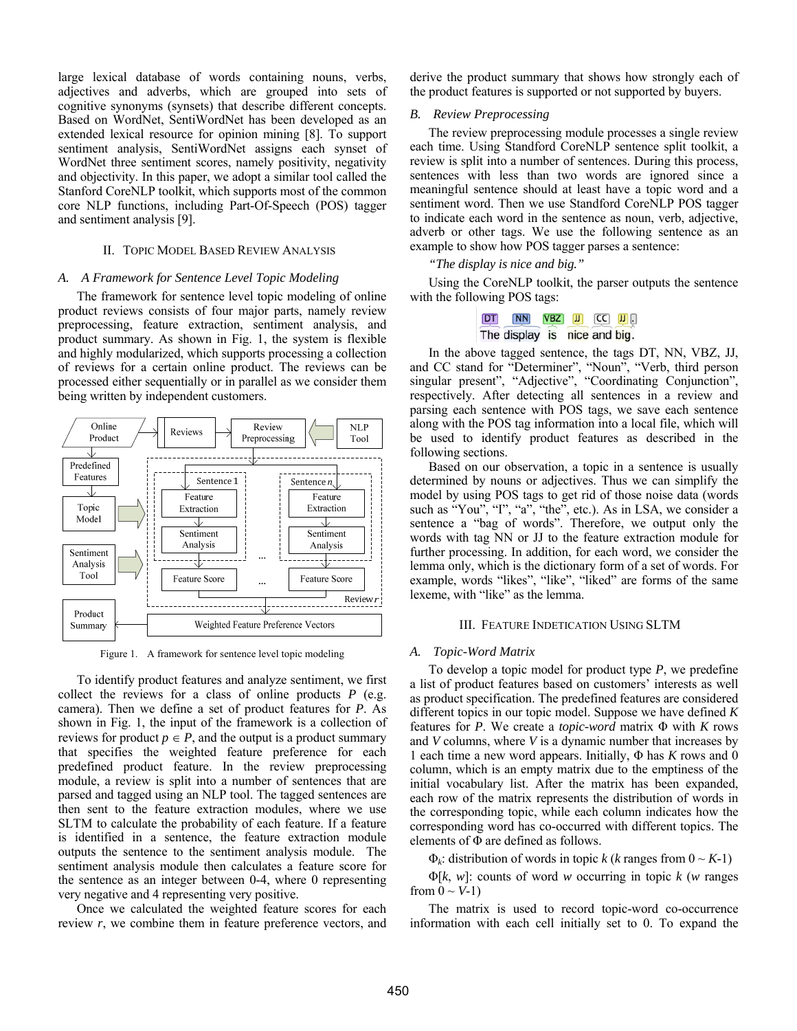large lexical database of words containing nouns, verbs, adjectives and adverbs, which are grouped into sets of cognitive synonyms (synsets) that describe different concepts. Based on WordNet, SentiWordNet has been developed as an extended lexical resource for opinion mining [8]. To support sentiment analysis, SentiWordNet assigns each synset of WordNet three sentiment scores, namely positivity, negativity and objectivity. In this paper, we adopt a similar tool called the Stanford CoreNLP toolkit, which supports most of the common core NLP functions, including Part-Of-Speech (POS) tagger and sentiment analysis [9].

## II. Topic Model Based Review Analysis

### A. A Framework for Sentence Level Topic Modeling

The framework for sentence level topic modeling of online product reviews consists of four major parts, namely review preprocessing, feature extraction, sentiment analysis, and product summary. As shown in Fig. 1, the system is flexible and highly modularized, which supports processing a collection of reviews for a certain online product. The reviews can be processed either sequentially or in parallel as we consider them being written by independent customers.

Figure 1. A framework for sentence level topic modeling

To identify product features and analyze sentiment, we first collect the reviews for a class of online products *P* (e.g. camera). Then we define a set of product features for *P*. As shown in Fig. 1, the input of the framework is a collection of reviews for product $p \in P$, and the output is a product summary that specifies the weighted feature preference for each predefined product feature. In the review preprocessing module, a review is split into a number of sentences that are parsed and tagged using an NLP tool. The tagged sentences are then sent to the feature extraction modules, where we use SLTM to calculate the probability of each feature. If a feature is identified in a sentence, the feature extraction module outputs the sentence to the sentiment analysis module. The sentiment analysis module then calculates a feature score for the sentence as an integer between 0-4, where 0 representing very negative and 4 representing very positive.

Once we calculated the weighted feature scores for each review *r*, we combine them in feature preference vectors, and derive the product summary that shows how strongly each of the product features is supported or not supported by buyers.

### B. Review Preprocessing

The review preprocessing module processes a single review each time. Using Standford CoreNLP sentence split toolkit, a review is split into a number of sentences. During this process, sentences with less than two words are ignored since a meaningful sentence should at least have a topic word and a sentiment word. Then we use Standford CoreNLP POS tagger to indicate each word in the sentence as noun, verb, adjective, adverb or other tags. We use the following sentence as an example to show how POS tagger parses a sentence:

*"The display is nice and big."*

Using the CoreNLP toolkit, the parser outputs the sentence with the following POS tags:

DT NN VBZ JJ CC JJ .
The display is nice and big.

In the above tagged sentence, the tags DT, NN, VBZ, JJ, and CC stand for "Determiner", "Noun", "Verb, third person singular present", "Adjective", "Coordinating Conjunction", respectively. After detecting all sentences in a review and parsing each sentence with POS tags, we save each sentence along with the POS tag information into a local file, which will be used to identify product features as described in the following sections.

Based on our observation, a topic in a sentence is usually determined by nouns or adjectives. Thus we can simplify the model by using POS tags to get rid of those noise data (words such as "You", "I", "a", "the", etc.). As in LSA, we consider a sentence a "bag of words". Therefore, we output only the words with tag NN or JJ to the feature extraction module for further processing. In addition, for each word, we consider the lemma only, which is the dictionary form of a set of words. For example, words "likes", "like", "liked" are forms of the same lexeme, with "like" as the lemma.

## III. Feature Indetication Using SLTM

### A. Topic-Word Matrix

To develop a topic model for product type *P*, we predefine a list of product features based on customers' interests as well as product specification. The predefined features are considered different topics in our topic model. Suppose we have defined *K* features for *P*. We create a *topic-word* matrix $\Phi$ with *K* rows and *V* columns, where *V* is a dynamic number that increases by 1 each time a new word appears. Initially, $\Phi$ has *K* rows and 0 column, which is an empty matrix due to the emptiness of the initial vocabulary list. After the matrix has been expanded, each row of the matrix represents the distribution of words in the corresponding topic, while each column indicates how the corresponding word has co-occurred with different topics. The elements of $\Phi$ are defined as follows.

$\Phi_k$: distribution of words in topic *k* (*k* ranges from $0 \sim K$-1)

$\Phi[k, w]$: counts of word *w* occurring in topic *k* (*w* ranges from $0 \sim V$-1)

The matrix is used to record topic-word co-occurrence information with each cell initially set to 0. To expand the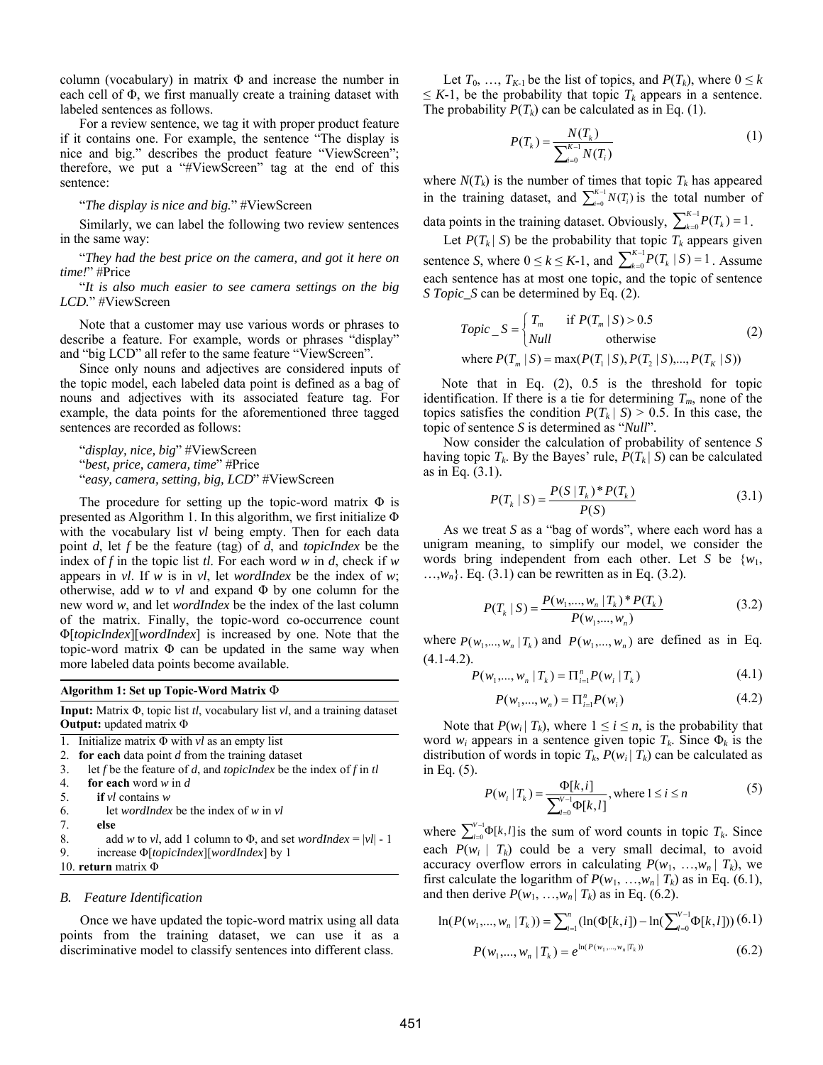column (vocabulary) in matrix Φ and increase the number in each cell of Φ, we first manually create a training dataset with labeled sentences as follows.

For a review sentence, we tag it with proper product feature if it contains one. For example, the sentence "The display is nice and big." describes the product feature "ViewScreen"; therefore, we put a "#ViewScreen" tag at the end of this sentence:

"*The display is nice and big.*" #ViewScreen

Similarly, we can label the following two review sentences in the same way:

"*They had the best price on the camera, and got it here on time!*" #Price

"*It is also much easier to see camera settings on the big LCD.*" #ViewScreen

Note that a customer may use various words or phrases to describe a feature. For example, words or phrases "display" and "big LCD" all refer to the same feature "ViewScreen".

Since only nouns and adjectives are considered inputs of the topic model, each labeled data point is defined as a bag of nouns and adjectives with its associated feature tag. For example, the data points for the aforementioned three tagged sentences are recorded as follows:

"*display, nice, big*" #ViewScreen
"*best, price, camera, time*" #Price
"*easy, camera, setting, big, LCD*" #ViewScreen

The procedure for setting up the topic-word matrix Φ is presented as Algorithm 1. In this algorithm, we first initialize Φ with the vocabulary list *vl* being empty. Then for each data point *d*, let *f* be the feature (tag) of *d*, and *topicIndex* be the index of *f* in the topic list *tl*. For each word *w* in *d*, check if *w* appears in *vl*. If *w* is in *vl*, let *wordIndex* be the index of *w*; otherwise, add *w* to *vl* and expand Φ by one column for the new word *w*, and let *wordIndex* be the index of the last column of the matrix. Finally, the topic-word co-occurrence count Φ[*topicIndex*][*wordIndex*] is increased by one. Note that the topic-word matrix Φ can be updated in the same way when more labeled data points become available.

**Algorithm 1: Set up Topic-Word Matrix Φ**

**Input:** Matrix Φ, topic list *tl*, vocabulary list *vl*, and a training dataset
**Output:** updated matrix Φ

```
1.  Initialize matrix Φ with vl as an empty list
2.  for each data point d from the training dataset
3.    let f be the feature of d, and topicIndex be the index of f in tl
4.    for each word w in d
5.      if vl contains w
6.        let wordIndex be the index of w in vl
7.      else
8.        add w to vl, add 1 column to Φ, and set wordIndex = |vl| - 1
9.      increase Φ[topicIndex][wordIndex] by 1
10. return matrix Φ
```

### B. Feature Identification

Once we have updated the topic-word matrix using all data points from the training dataset, we can use it as a discriminative model to classify sentences into different class.

Let $T_0, \ldots, T_{K-1}$ be the list of topics, and $P(T_k)$, where $0 \le k \le K$-1, be the probability that topic $T_k$ appears in a sentence. The probability $P(T_k)$ can be calculated as in Eq. (1).

$$P(T_k) = \frac{N(T_k)}{\sum_{i=0}^{K-1} N(T_i)} \tag{1}$$

where $N(T_k)$ is the number of times that topic $T_k$ has appeared in the training dataset, and $\sum_{i=0}^{K-1} N(T_i)$ is the total number of data points in the training dataset. Obviously, $\sum_{k=0}^{K-1} P(T_k) = 1$.

Let $P(T_k \mid S)$ be the probability that topic $T_k$ appears given sentence *S*, where $0 \le k \le K$-1, and $\sum_{k=0}^{K-1} P(T_k \mid S) = 1$. Assume each sentence has at most one topic, and the topic of sentence *S* *Topic_S* can be determined by Eq. (2).

$$Topic\_S = \begin{cases} T_m & \text{if } P(T_m \mid S) > 0.5 \\ Null & \text{otherwise} \end{cases} \tag{2}$$
$$\text{where } P(T_m \mid S) = \max(P(T_1 \mid S), P(T_2 \mid S), \ldots, P(T_K \mid S))$$

Note that in Eq. (2), 0.5 is the threshold for topic identification. If there is a tie for determining $T_m$, none of the topics satisfies the condition $P(T_k \mid S) > 0.5$. In this case, the topic of sentence *S* is determined as "*Null*".

Now consider the calculation of probability of sentence *S* having topic $T_k$. By the Bayes' rule, $P(T_k \mid S)$ can be calculated as in Eq. (3.1).

$$P(T_k \mid S) = \frac{P(S \mid T_k) * P(T_k)}{P(S)} \tag{3.1}$$

As we treat *S* as a "bag of words", where each word has a unigram meaning, to simplify our model, we consider the words bring independent from each other. Let *S* be $\{w_1, \ldots, w_n\}$. Eq. (3.1) can be rewritten as in Eq. (3.2).

$$P(T_k \mid S) = \frac{P(w_1, \ldots, w_n \mid T_k) * P(T_k)}{P(w_1, \ldots, w_n)} \tag{3.2}$$

where $P(w_1, \ldots, w_n \mid T_k)$ and $P(w_1, \ldots, w_n)$ are defined as in Eq. (4.1-4.2).

$$P(w_1, \ldots, w_n \mid T_k) = \Pi_{i=1}^{n} P(w_i \mid T_k) \tag{4.1}$$

$$P(w_1, \ldots, w_n) = \Pi_{i=1}^{n} P(w_i) \tag{4.2}$$

Note that $P(w_i \mid T_k)$, where $1 \le i \le n$, is the probability that word $w_i$ appears in a sentence given topic $T_k$. Since $\Phi_k$ is the distribution of words in topic $T_k$, $P(w_i \mid T_k)$ can be calculated as in Eq. (5).

$$P(w_i \mid T_k) = \frac{\Phi[k, i]}{\sum_{l=0}^{V-1} \Phi[k, l]}, \text{where } 1 \le i \le n \tag{5}$$

where $\sum_{l=0}^{V-1} \Phi[k, l]$ is the sum of word counts in topic $T_k$. Since each $P(w_i \mid T_k)$ could be a very small decimal, to avoid accuracy overflow errors in calculating $P(w_1, \ldots, w_n \mid T_k)$, we first calculate the logarithm of $P(w_1, \ldots, w_n \mid T_k)$ as in Eq. (6.1), and then derive $P(w_1, \ldots, w_n \mid T_k)$ as in Eq. (6.2).

$$\ln(P(w_1, \ldots, w_n \mid T_k)) = \sum_{i=1}^{n} (\ln(\Phi[k, i]) - \ln(\sum_{l=0}^{V-1} \Phi[k, l])) \tag{6.1}$$

$$P(w_1, \ldots, w_n \mid T_k) = e^{\ln(P(w_1, \ldots, w_n \mid T_k))} \tag{6.2}$$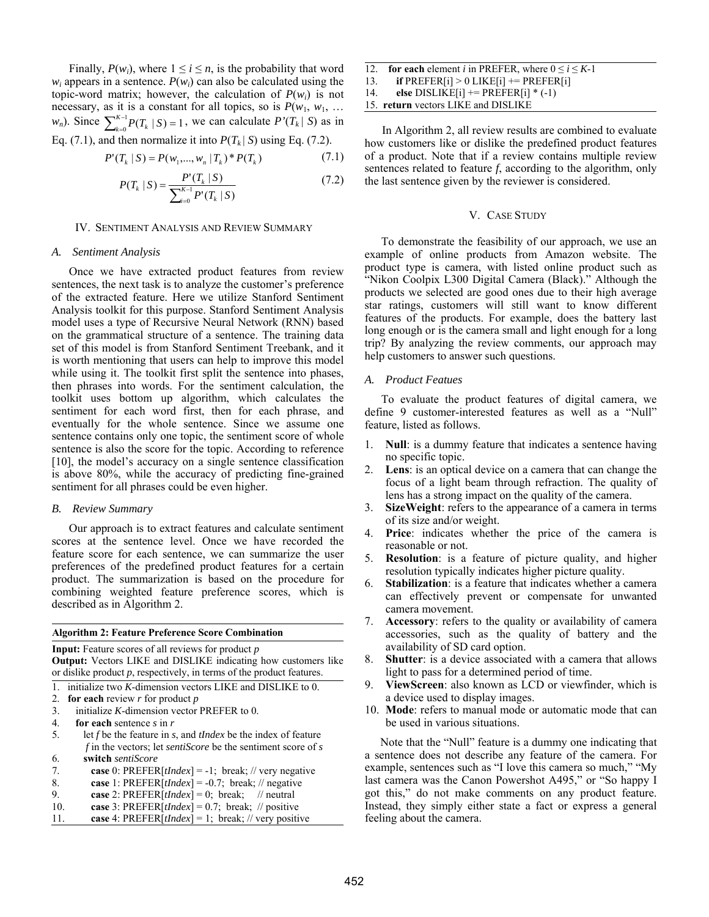Finally, $P(w_i)$, where $1 \le i \le n$, is the probability that word $w_i$ appears in a sentence. $P(w_i)$ can also be calculated using the topic-word matrix; however, the calculation of $P(w_i)$ is not necessary, as it is a constant for all topics, so is $P(w_1, w_1, \ldots w_n)$. Since $\sum_{k=0}^{K-1} P(T_k \mid S) = 1$, we can calculate $P'(T_k \mid S)$ as in Eq. (7.1), and then normalize it into $P(T_k \mid S)$ using Eq. (7.2).

$$P'(T_k \mid S) = P(w_1, \ldots, w_n \mid T_k) * P(T_k) \quad (7.1)$$

$$P(T_k \mid S) = \frac{P'(T_k \mid S)}{\sum_{i=0}^{K-1} P'(T_k \mid S)} \quad (7.2)$$

## IV. Sentiment Analysis and Review Summary

### A. Sentiment Analysis

Once we have extracted product features from review sentences, the next task is to analyze the customer's preference of the extracted feature. Here we utilize Stanford Sentiment Analysis toolkit for this purpose. Stanford Sentiment Analysis model uses a type of Recursive Neural Network (RNN) based on the grammatical structure of a sentence. The training data set of this model is from Stanford Sentiment Treebank, and it is worth mentioning that users can help to improve this model while using it. The toolkit first split the sentence into phases, then phrases into words. For the sentiment calculation, the toolkit uses bottom up algorithm, which calculates the sentiment for each word first, then for each phrase, and eventually for the whole sentence. Since we assume one sentence contains only one topic, the sentiment score of whole sentence is also the score for the topic. According to reference [10], the model's accuracy on a single sentence classification is above 80%, while the accuracy of predicting fine-grained sentiment for all phrases could be even higher.

### B. Review Summary

Our approach is to extract features and calculate sentiment scores at the sentence level. Once we have recorded the feature score for each sentence, we can summarize the user preferences of the predefined product features for a certain product. The summarization is based on the procedure for combining weighted feature preference scores, which is described as in Algorithm 2.

**Algorithm 2: Feature Preference Score Combination**

**Input:** Feature scores of all reviews for product *p*
**Output:** Vectors LIKE and DISLIKE indicating how customers like or dislike product *p*, respectively, in terms of the product features.

```
1.  initialize two K-dimension vectors LIKE and DISLIKE to 0.
2.  for each review r for product p
3.    initialize K-dimension vector PREFER to 0.
4.    for each sentence s in r
5.      let f be the feature in s, and tIndex be the index of feature
        f in the vectors; let sentiScore be the sentiment score of s
6.      switch sentiScore
7.        case 0: PREFER[tIndex] = -1;  break; // very negative
8.        case 1: PREFER[tIndex] = -0.7;  break; // negative
9.        case 2: PREFER[tIndex] = 0;  break;     // neutral
10.       case 3: PREFER[tIndex] = 0.7;  break;  // positive
11.       case 4: PREFER[tIndex] = 1;  break; // very positive
12.   for each element i in PREFER, where 0 ≤ i ≤ K-1
13.     if PREFER[i] > 0 LIKE[i] += PREFER[i]
14.     else DISLIKE[i] += PREFER[i] * (-1)
15. return vectors LIKE and DISLIKE
```

In Algorithm 2, all review results are combined to evaluate how customers like or dislike the predefined product features of a product. Note that if a review contains multiple review sentences related to feature *f*, according to the algorithm, only the last sentence given by the reviewer is considered.

## V. Case Study

To demonstrate the feasibility of our approach, we use an example of online products from Amazon website. The product type is camera, with listed online product such as "Nikon Coolpix L300 Digital Camera (Black)." Although the products we selected are good ones due to their high average star ratings, customers will still want to know different features of the products. For example, does the battery last long enough or is the camera small and light enough for a long trip? By analyzing the review comments, our approach may help customers to answer such questions.

### A. Product Featues

To evaluate the product features of digital camera, we define 9 customer-interested features as well as a "Null" feature, listed as follows.

1. **Null**: is a dummy feature that indicates a sentence having no specific topic.
2. **Lens**: is an optical device on a camera that can change the focus of a light beam through refraction. The quality of lens has a strong impact on the quality of the camera.
3. **SizeWeight**: refers to the appearance of a camera in terms of its size and/or weight.
4. **Price**: indicates whether the price of the camera is reasonable or not.
5. **Resolution**: is a feature of picture quality, and higher resolution typically indicates higher picture quality.
6. **Stabilization**: is a feature that indicates whether a camera can effectively prevent or compensate for unwanted camera movement.
7. **Accessory**: refers to the quality or availability of camera accessories, such as the quality of battery and the availability of SD card option.
8. **Shutter**: is a device associated with a camera that allows light to pass for a determined period of time.
9. **ViewScreen**: also known as LCD or viewfinder, which is a device used to display images.
10. **Mode**: refers to manual mode or automatic mode that can be used in various situations.

Note that the "Null" feature is a dummy one indicating that a sentence does not describe any feature of the camera. For example, sentences such as "I love this camera so much," "My last camera was the Canon Powershot A495," or "So happy I got this," do not make comments on any product feature. Instead, they simply either state a fact or express a general feeling about the camera.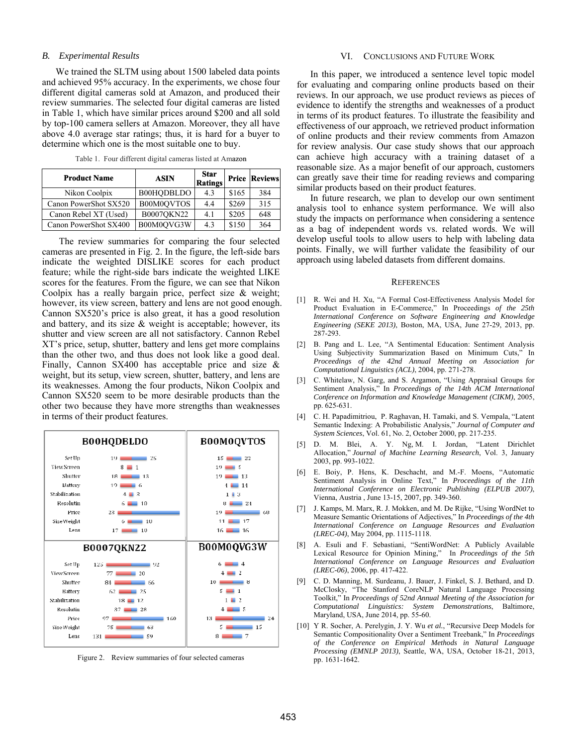### B. Experimental Results

We trained the SLTM using about 1500 labeled data points and achieved 95% accuracy. In the experiments, we chose four different digital cameras sold at Amazon, and produced their review summaries. The selected four digital cameras are listed in Table 1, which have similar prices around $200 and all sold by top-100 camera sellers at Amazon. Moreover, they all have above 4.0 average star ratings; thus, it is hard for a buyer to determine which one is the most suitable one to buy.

Table 1. Four different digital cameras listed at Amazon

| Product Name | ASIN | Star Ratings | Price | Reviews |
|---|---|---|---|---|
| Nikon Coolpix | B00HQDBLDO | 4.3 | $165 | 384 |
| Canon PowerShot SX520 | B00M0QVTOS | 4.4 | $269 | 315 |
| Canon Rebel XT (Used) | B0007QKN22 | 4.1 | $205 | 648 |
| Canon PowerShot SX400 | B00M0QVG3W | 4.3 | $150 | 364 |

The review summaries for comparing the four selected cameras are presented in Fig. 2. In the figure, the left-side bars indicate the weighted DISLIKE scores for each product feature; while the right-side bars indicate the weighted LIKE scores for the features. From the figure, we can see that Nikon Coolpix has a really bargain price, perfect size & weight; however, its view screen, battery and lens are not good enough. Cannon SX520's price is also great, it has a good resolution and battery, and its size & weight is acceptable; however, its shutter and view screen are all not satisfactory. Cannon Rebel XT's price, setup, shutter, battery and lens get more complains than the other two, and thus does not look like a good deal. Finally, Cannon SX400 has acceptable price and size & weight, but its setup, view screen, shutter, battery, and lens are its weaknesses. Among the four products, Nikon Coolpix and Cannon SX520 seem to be more desirable products than the other two because they have more strengths than weaknesses in terms of their product features.

B00HQDBLDO
Set Up 19 25
View Screen 8 1
Shutter 18 13
Battery 19 6
Stabilization 4 3
Resolutin 6 10
Price 23
Size Weight 6 10
Lens 17 10

B00M0QVTOS
15 22
19 5
19 13
4 11
1 3
8 21
19 68
11 17
16 16

B0007QKN22
Set Up 125 92
View Screen 77 20
Shutter 81 66
Battery 62 25
Stabilization 18 12
Resolutin 37 28
Price 97 160
Size Weight 75 63
Lens 131 59

B00M0QVG3W
6 4
4 2
10 8
5 1
1 2
4 5
13 24
5 15
8 7

Figure 2. Review summaries of four selected cameras

## VI. Conclusions and Future Work

In this paper, we introduced a sentence level topic model for evaluating and comparing online products based on their reviews. In our approach, we use product reviews as pieces of evidence to identify the strengths and weaknesses of a product in terms of its product features. To illustrate the feasibility and effectiveness of our approach, we retrieved product information of online products and their review comments from Amazon for review analysis. Our case study shows that our approach can achieve high accuracy with a training dataset of a reasonable size. As a major benefit of our approach, customers can greatly save their time for reading reviews and comparing similar products based on their product features.

In future research, we plan to develop our own sentiment analysis tool to enhance system performance. We will also study the impacts on performance when considering a sentence as a bag of independent words vs. related words. We will develop useful tools to allow users to help with labeling data points. Finally, we will further validate the feasibility of our approach using labeled datasets from different domains.

## References

[1] R. Wei and H. Xu, "A Formal Cost-Effectiveness Analysis Model for Product Evaluation in E-Commerce," In Proceedings *of the 25th International Conference on Software Engineering and Knowledge Engineering (SEKE 2013)*, Boston, MA, USA, June 27-29, 2013, pp. 287-293.

[2] B. Pang and L. Lee, "A Sentimental Education: Sentiment Analysis Using Subjectivity Summarization Based on Minimum Cuts," In *Proceedings of the 42nd Annual Meeting on Association for Computational Linguistics (ACL)*, 2004, pp. 271-278.

[3] C. Whitelaw, N. Garg, and S. Argamon, "Using Appraisal Groups for Sentiment Analysis," In *Proceedings of the 14th ACM International Conference on Information and Knowledge Management (CIKM)*, 2005, pp. 625-631.

[4] C. H. Papadimitriou, P. Raghavan, H. Tamaki, and S. Vempala, "Latent Semantic Indexing: A Probabilistic Analysis," *Journal of Computer and System Sciences*, Vol. 61, No. 2, October 2000, pp. 217-235.

[5] D. M. Blei, A. Y. Ng, M. I. Jordan, "Latent Dirichlet Allocation," *Journal of Machine Learning Research*, Vol. 3, January 2003, pp. 993-1022.

[6] E. Boiy, P. Hens, K. Deschacht, and M.-F. Moens, "Automatic Sentiment Analysis in Online Text," In *Proceedings of the 11th International Conference on Electronic Publishing (ELPUB 2007)*, Vienna, Austria , June 13-15, 2007, pp. 349-360.

[7] J. Kamps, M. Marx, R. J. Mokken, and M. De Rijke, "Using WordNet to Measure Semantic Orientations of Adjectives," In *Proceedings of the 4th International Conference on Language Resources and Evaluation (LREC-04)*, May 2004, pp. 1115-1118.

[8] A. Esuli and F. Sebastiani, "SentiWordNet: A Publicly Available Lexical Resource for Opinion Mining," In *Proceedings of the 5th International Conference on Language Resources and Evaluation (LREC-06)*, 2006, pp. 417-422.

[9] C. D. Manning, M. Surdeanu, J. Bauer, J. Finkel, S. J. Bethard, and D. McClosky, "The Stanford CoreNLP Natural Language Processing Toolkit," In *Proceedings of 52nd Annual Meeting of the Association for Computational Linguistics: System Demonstrations*, Baltimore, Maryland, USA, June 2014, pp. 55-60.

[10] Y R. Socher, A. Perelygin, J. Y. Wu *et al.*, "Recursive Deep Models for Semantic Compositionality Over a Sentiment Treebank," In *Proceedings of the Conference on Empirical Methods in Natural Language Processing (EMNLP 2013)*, Seattle, WA, USA, October 18-21, 2013, pp. 1631-1642.